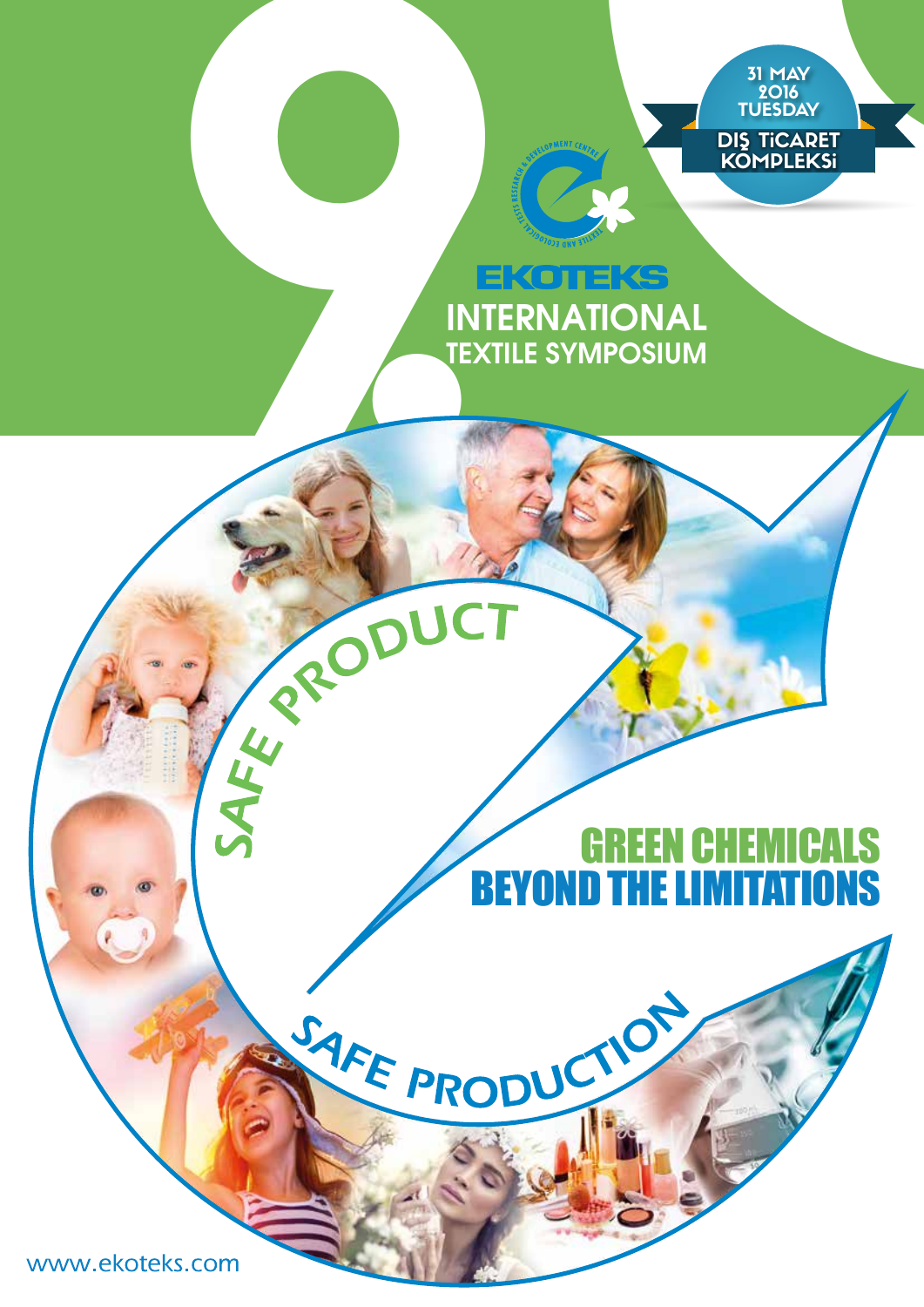# 9. EKOTEKS INTERNATIONAL TEXTILE SYMPOSIUM

31 MAY 2016 TUESDAY

DIŞ TİCARET KOMPLEKSİ

TEXTILE AND ECOLOGICAL TESTS RESEARCH & DEVELOPMENT CENTRE

SAFE PRODUCT

## GREEN CHEMICALS BEYOND THE LIMITATIONS

SAFE PRODUCTION

www.ekoteks.com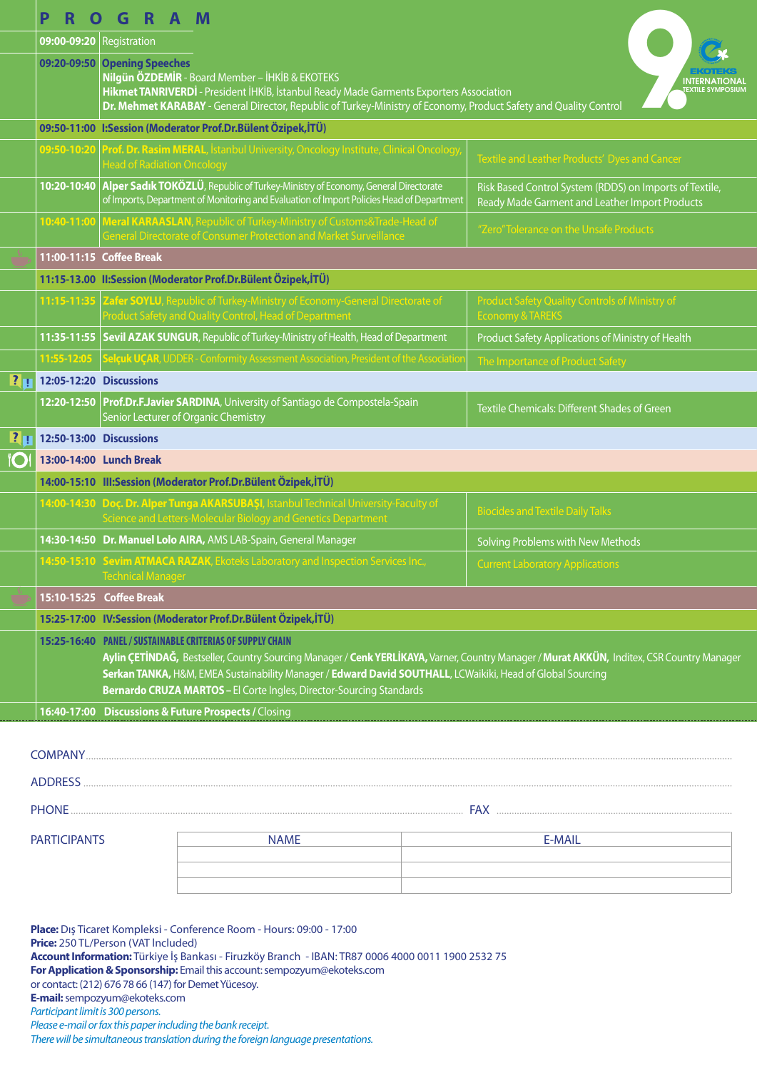# PROGRAM

9. EKOTEKS INTERNATIONAL TEXTILE SYMPOSIUM

| | | |
|---|---|---|
| 09:00-09:20 | Registration | |
| 09:20-09:50 | **Opening Speeches**<br>**Nilgün ÖZDEMİR** - Board Member – İHKİB & EKOTEKS<br>**Hikmet TANRIVERDİ** - President İHKİB, İstanbul Ready Made Garments Exporters Association<br>**Dr. Mehmet KARABAY** - General Director, Republic of Turkey-Ministry of Economy, Product Safety and Quality Control | |
| **09:50-11:00** | **I:Session (Moderator Prof.Dr.Bülent Özipek,İTÜ)** | |
| 09:50-10:20 | **Prof. Dr. Rasim MERAL**, İstanbul University, Oncology Institute, Clinical Oncology, Head of Radiation Oncology | Textile and Leather Products' Dyes and Cancer |
| 10:20-10:40 | **Alper Sadık TOKÖZLÜ**, Republic of Turkey-Ministry of Economy, General Directorate of Imports, Department of Monitoring and Evaluation of Import Policies Head of Department | Risk Based Control System (RDDS) on Imports of Textile, Ready Made Garment and Leather Import Products |
| 10:40-11:00 | **Meral KARAASLAN**, Republic of Turkey-Ministry of Customs&Trade-Head of General Directorate of Consumer Protection and Market Surveillance | "Zero"Tolerance on the Unsafe Products |
| **11:00-11:15** | **Coffee Break** | |
| **11:15-13.00** | **II:Session (Moderator Prof.Dr.Bülent Özipek,İTÜ)** | |
| 11:15-11:35 | **Zafer SOYLU**, Republic of Turkey-Ministry of Economy-General Directorate of Product Safety and Quality Control, Head of Department | Product Safety Quality Controls of Ministry of Economy & TAREKS |
| 11:35-11:55 | **Sevil AZAK SUNGUR**, Republic of Turkey-Ministry of Health, Head of Department | Product Safety Applications of Ministry of Health |
| 11:55-12:05 | **Selçuk UÇAR**, UDDER - Conformity Assessment Association, President of the Association | The Importance of Product Safety |
| **12:05-12:20** | **Discussions** | |
| 12:20-12:50 | **Prof.Dr.F.Javier SARDINA**, University of Santiago de Compostela-Spain Senior Lecturer of Organic Chemistry | Textile Chemicals: Different Shades of Green |
| **12:50-13:00** | **Discussions** | |
| **13:00-14:00** | **Lunch Break** | |
| **14:00-15:10** | **III:Session (Moderator Prof.Dr.Bülent Özipek,İTÜ)** | |
| 14:00-14:30 | **Doç. Dr. Alper Tunga AKARSUBAŞI**, Istanbul Technical University-Faculty of Science and Letters-Molecular Biology and Genetics Department | Biocides and Textile Daily Talks |
| 14:30-14:50 | **Dr. Manuel Lolo AIRA,** AMS LAB-Spain, General Manager | Solving Problems with New Methods |
| 14:50-15:10 | **Sevim ATMACA RAZAK**, Ekoteks Laboratory and Inspection Services Inc., Technical Manager | Current Laboratory Applications |
| **15:10-15:25** | **Coffee Break** | |
| **15:25-17:00** | **IV:Session (Moderator Prof.Dr.Bülent Özipek,İTÜ)** | |
| 15:25-16:40 | **PANEL / SUSTAINABLE CRITERIAS OF SUPPLY CHAIN**<br>**Aylin ÇETİNDAĞ,** Bestseller, Country Sourcing Manager / **Cenk YERLİKAYA,** Varner, Country Manager / **Murat AKKÜN**, Inditex, CSR Country Manager<br>**Serkan TANKA,** H&M, EMEA Sustainability Manager / **Edward David SOUTHALL**, LCWaikiki, Head of Global Sourcing<br>**Bernardo CRUZA MARTOS** – El Corte Ingles, Director-Sourcing Standards | |
| 16:40-17:00 | **Discussions & Future Prospects /** Closing | |

COMPANY ..........

ADDRESS ..........

PHONE .......... FAX ..........

PARTICIPANTS

| NAME | E-MAIL |
|---|---|
| | |
| | |
| | |

**Place:** Dış Ticaret Kompleksi - Conference Room - Hours: 09:00 - 17:00
**Price:** 250 TL/Person (VAT Included)
**Account Information:** Türkiye İş Bankası - Firuzköy Branch - IBAN: TR87 0006 4000 0011 1900 2532 75
**For Application & Sponsorship:** Email this account: sempozyum@ekoteks.com
or contact: (212) 676 78 66 (147) for Demet Yücesoy.
**E-mail:** sempozyum@ekoteks.com
*Participant limit is 300 persons.*
*Please e-mail or fax this paper including the bank receipt.*
*There will be simultaneous translation during the foreign language presentations.*